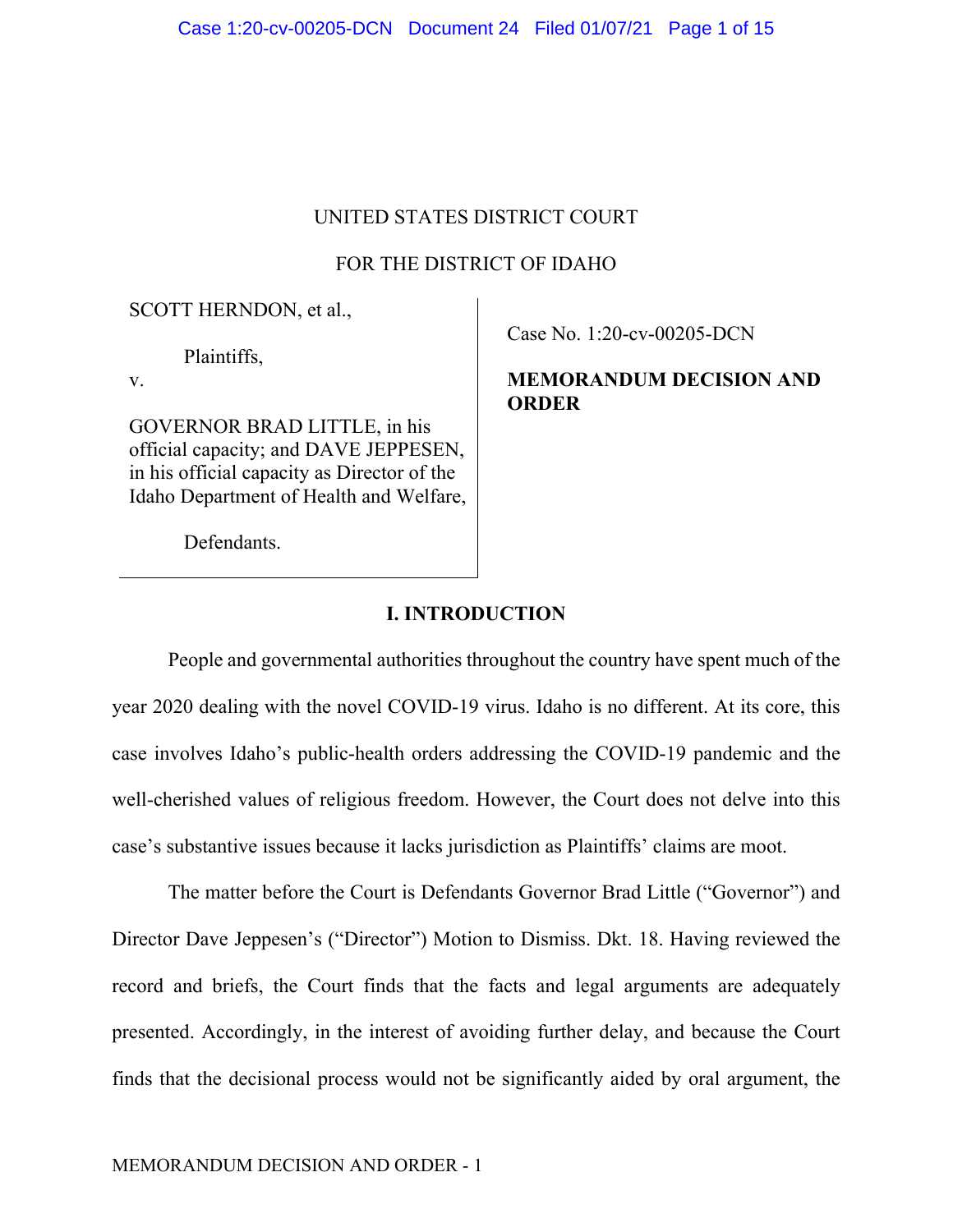UNITED STATES DISTRICT COURT

FOR THE DISTRICT OF IDAHO

| | |
|---|---|
| SCOTT HERNDON, et al.,<br><br>Plaintiffs,<br><br>v.<br><br>GOVERNOR BRAD LITTLE, in his official capacity; and DAVE JEPPESEN, in his official capacity as Director of the Idaho Department of Health and Welfare,<br><br>Defendants. | Case No. 1:20-cv-00205-DCN<br><br>**MEMORANDUM DECISION AND ORDER** |

## I. INTRODUCTION

People and governmental authorities throughout the country have spent much of the year 2020 dealing with the novel COVID-19 virus. Idaho is no different. At its core, this case involves Idaho's public-health orders addressing the COVID-19 pandemic and the well-cherished values of religious freedom. However, the Court does not delve into this case's substantive issues because it lacks jurisdiction as Plaintiffs' claims are moot.

The matter before the Court is Defendants Governor Brad Little ("Governor") and Director Dave Jeppesen's ("Director") Motion to Dismiss. Dkt. 18. Having reviewed the record and briefs, the Court finds that the facts and legal arguments are adequately presented. Accordingly, in the interest of avoiding further delay, and because the Court finds that the decisional process would not be significantly aided by oral argument, the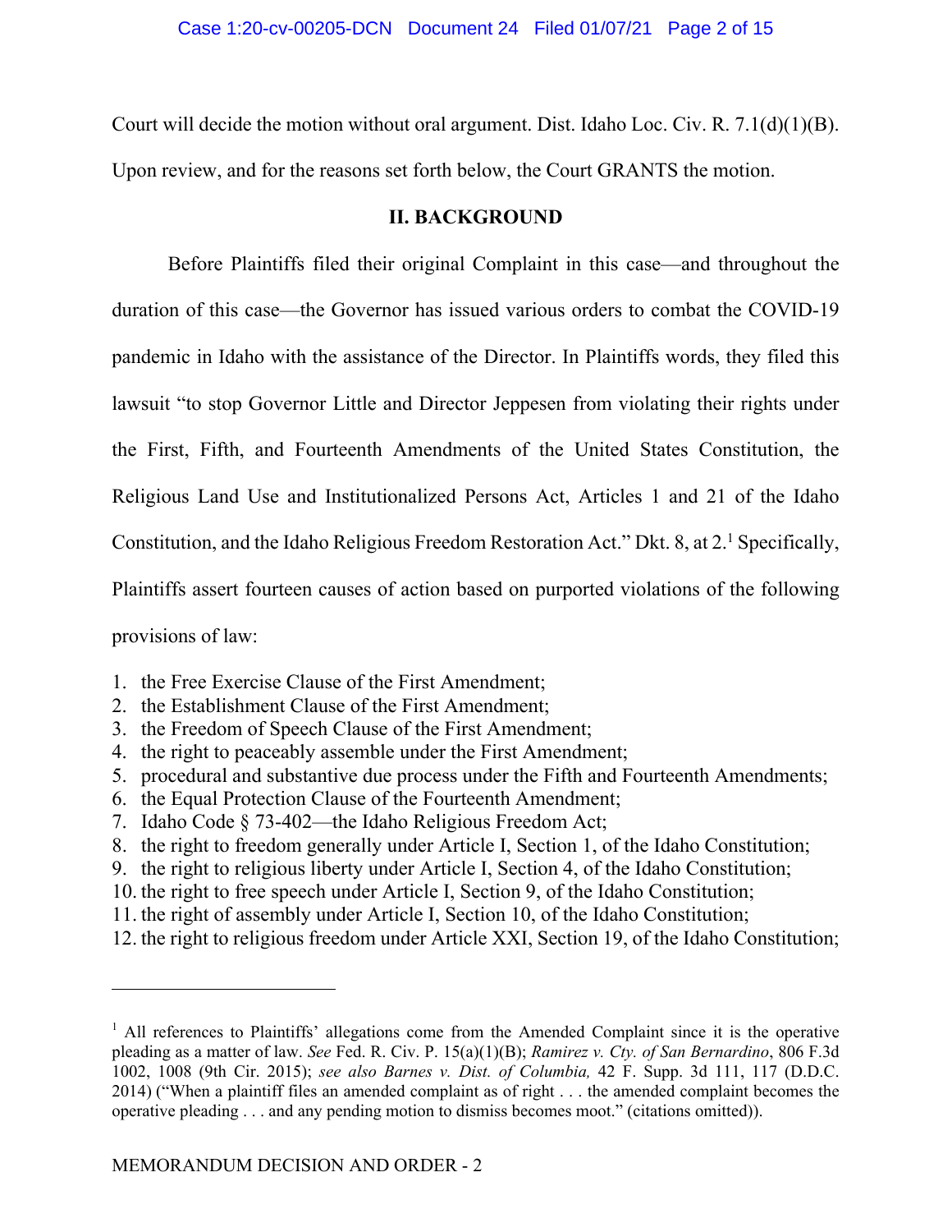Court will decide the motion without oral argument. Dist. Idaho Loc. Civ. R. 7.1(d)(1)(B). Upon review, and for the reasons set forth below, the Court GRANTS the motion.

## II. BACKGROUND

Before Plaintiffs filed their original Complaint in this case—and throughout the duration of this case—the Governor has issued various orders to combat the COVID-19 pandemic in Idaho with the assistance of the Director. In Plaintiffs words, they filed this lawsuit "to stop Governor Little and Director Jeppesen from violating their rights under the First, Fifth, and Fourteenth Amendments of the United States Constitution, the Religious Land Use and Institutionalized Persons Act, Articles 1 and 21 of the Idaho Constitution, and the Idaho Religious Freedom Restoration Act." Dkt. 8, at 2.[1] Specifically, Plaintiffs assert fourteen causes of action based on purported violations of the following provisions of law:

1. the Free Exercise Clause of the First Amendment;
2. the Establishment Clause of the First Amendment;
3. the Freedom of Speech Clause of the First Amendment;
4. the right to peaceably assemble under the First Amendment;
5. procedural and substantive due process under the Fifth and Fourteenth Amendments;
6. the Equal Protection Clause of the Fourteenth Amendment;
7. Idaho Code § 73-402—the Idaho Religious Freedom Act;
8. the right to freedom generally under Article I, Section 1, of the Idaho Constitution;
9. the right to religious liberty under Article I, Section 4, of the Idaho Constitution;
10. the right to free speech under Article I, Section 9, of the Idaho Constitution;
11. the right of assembly under Article I, Section 10, of the Idaho Constitution;
12. the right to religious freedom under Article XXI, Section 19, of the Idaho Constitution;

---

[1] All references to Plaintiffs' allegations come from the Amended Complaint since it is the operative pleading as a matter of law. *See* Fed. R. Civ. P. 15(a)(1)(B); *Ramirez v. Cty. of San Bernardino*, 806 F.3d 1002, 1008 (9th Cir. 2015); *see also Barnes v. Dist. of Columbia,* 42 F. Supp. 3d 111, 117 (D.D.C. 2014) ("When a plaintiff files an amended complaint as of right . . . the amended complaint becomes the operative pleading . . . and any pending motion to dismiss becomes moot." (citations omitted)).

MEMORANDUM DECISION AND ORDER - 2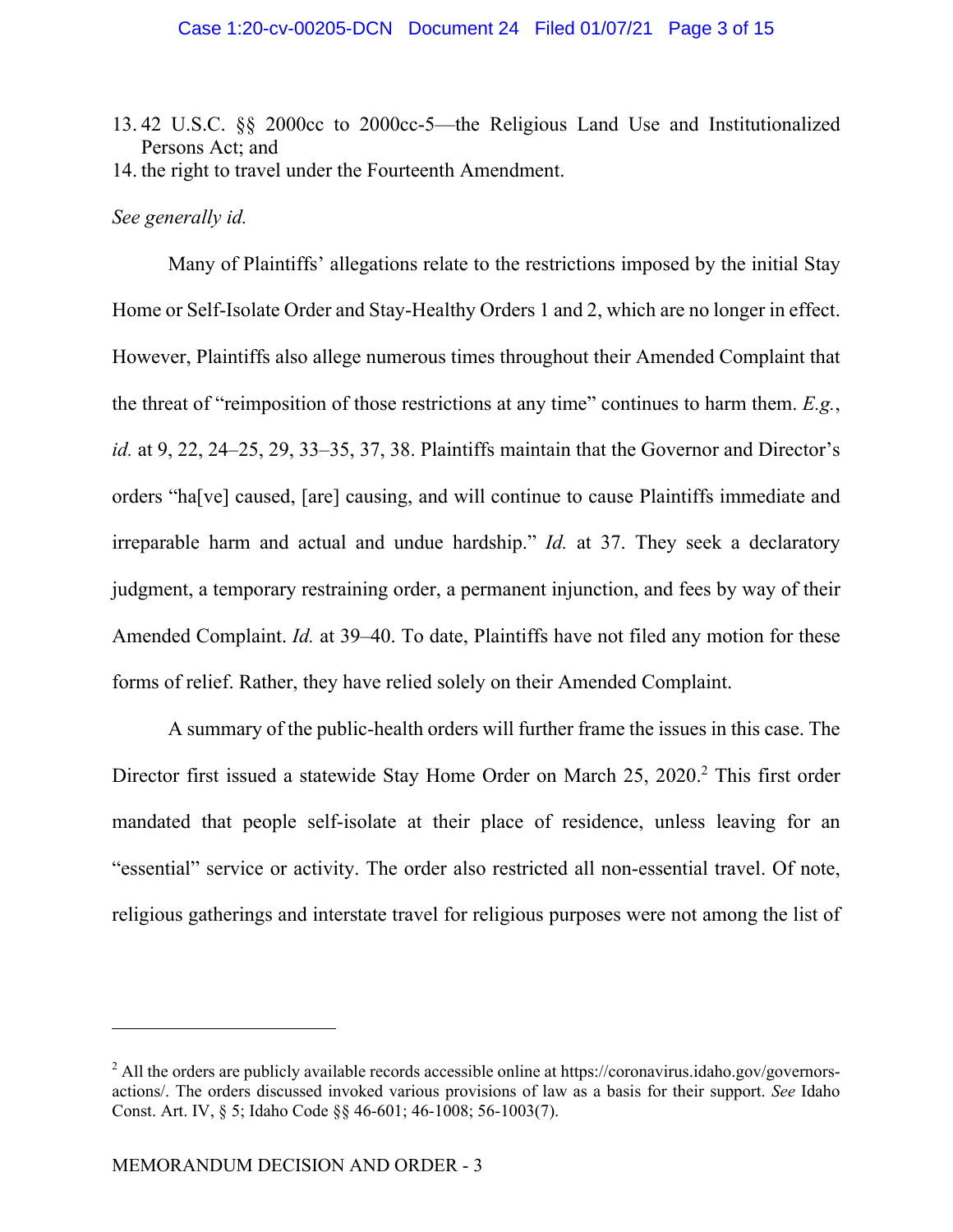13. 42 U.S.C. §§ 2000cc to 2000cc-5—the Religious Land Use and Institutionalized Persons Act; and
14. the right to travel under the Fourteenth Amendment.

*See generally id.*

Many of Plaintiffs' allegations relate to the restrictions imposed by the initial Stay Home or Self-Isolate Order and Stay-Healthy Orders 1 and 2, which are no longer in effect. However, Plaintiffs also allege numerous times throughout their Amended Complaint that the threat of "reimposition of those restrictions at any time" continues to harm them. *E.g.*, *id.* at 9, 22, 24–25, 29, 33–35, 37, 38. Plaintiffs maintain that the Governor and Director's orders "ha[ve] caused, [are] causing, and will continue to cause Plaintiffs immediate and irreparable harm and actual and undue hardship." *Id.* at 37. They seek a declaratory judgment, a temporary restraining order, a permanent injunction, and fees by way of their Amended Complaint. *Id.* at 39–40. To date, Plaintiffs have not filed any motion for these forms of relief. Rather, they have relied solely on their Amended Complaint.

A summary of the public-health orders will further frame the issues in this case. The Director first issued a statewide Stay Home Order on March 25, 2020.[2] This first order mandated that people self-isolate at their place of residence, unless leaving for an "essential" service or activity. The order also restricted all non-essential travel. Of note, religious gatherings and interstate travel for religious purposes were not among the list of

[2] All the orders are publicly available records accessible online at https://coronavirus.idaho.gov/governors-actions/. The orders discussed invoked various provisions of law as a basis for their support. *See* Idaho Const. Art. IV, § 5; Idaho Code §§ 46-601; 46-1008; 56-1003(7).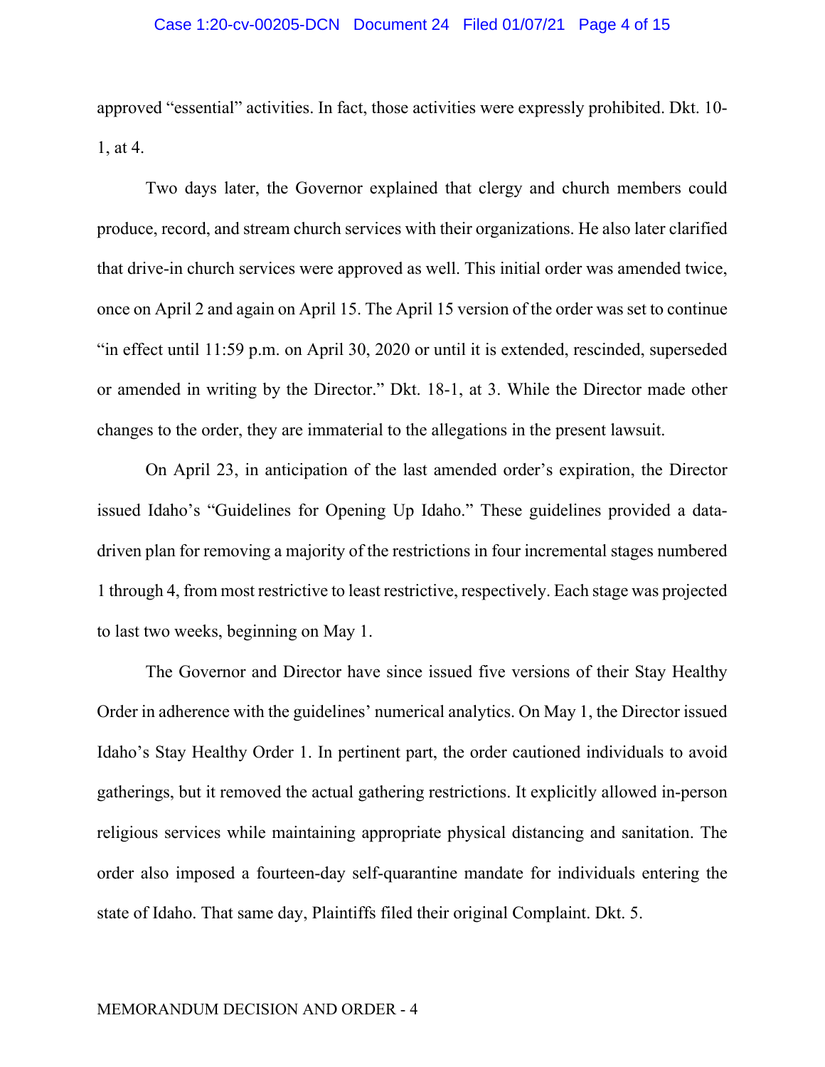approved "essential" activities. In fact, those activities were expressly prohibited. Dkt. 10-1, at 4.

Two days later, the Governor explained that clergy and church members could produce, record, and stream church services with their organizations. He also later clarified that drive-in church services were approved as well. This initial order was amended twice, once on April 2 and again on April 15. The April 15 version of the order was set to continue "in effect until 11:59 p.m. on April 30, 2020 or until it is extended, rescinded, superseded or amended in writing by the Director." Dkt. 18-1, at 3. While the Director made other changes to the order, they are immaterial to the allegations in the present lawsuit.

On April 23, in anticipation of the last amended order's expiration, the Director issued Idaho's "Guidelines for Opening Up Idaho." These guidelines provided a data-driven plan for removing a majority of the restrictions in four incremental stages numbered 1 through 4, from most restrictive to least restrictive, respectively. Each stage was projected to last two weeks, beginning on May 1.

The Governor and Director have since issued five versions of their Stay Healthy Order in adherence with the guidelines' numerical analytics. On May 1, the Director issued Idaho's Stay Healthy Order 1. In pertinent part, the order cautioned individuals to avoid gatherings, but it removed the actual gathering restrictions. It explicitly allowed in-person religious services while maintaining appropriate physical distancing and sanitation. The order also imposed a fourteen-day self-quarantine mandate for individuals entering the state of Idaho. That same day, Plaintiffs filed their original Complaint. Dkt. 5.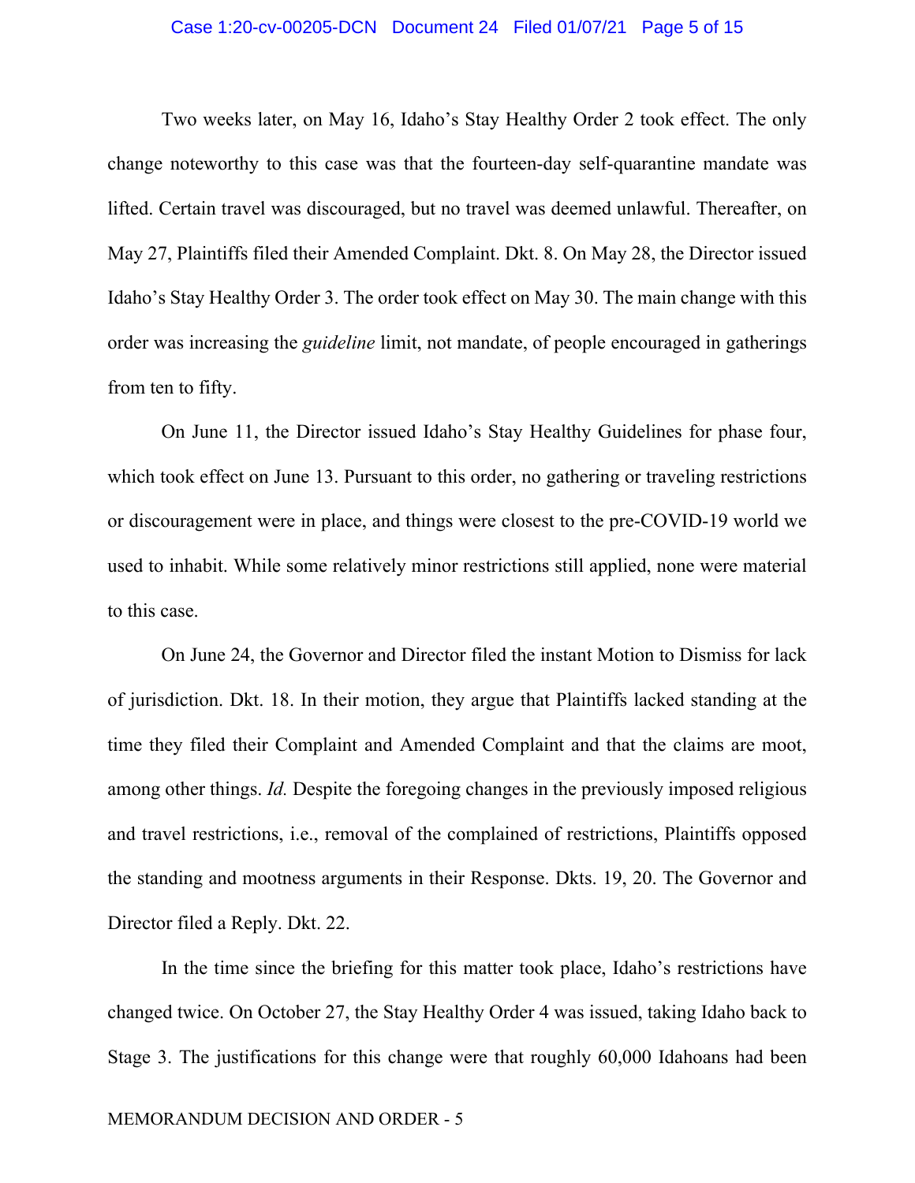Two weeks later, on May 16, Idaho's Stay Healthy Order 2 took effect. The only change noteworthy to this case was that the fourteen-day self-quarantine mandate was lifted. Certain travel was discouraged, but no travel was deemed unlawful. Thereafter, on May 27, Plaintiffs filed their Amended Complaint. Dkt. 8. On May 28, the Director issued Idaho's Stay Healthy Order 3. The order took effect on May 30. The main change with this order was increasing the *guideline* limit, not mandate, of people encouraged in gatherings from ten to fifty.

On June 11, the Director issued Idaho's Stay Healthy Guidelines for phase four, which took effect on June 13. Pursuant to this order, no gathering or traveling restrictions or discouragement were in place, and things were closest to the pre-COVID-19 world we used to inhabit. While some relatively minor restrictions still applied, none were material to this case.

On June 24, the Governor and Director filed the instant Motion to Dismiss for lack of jurisdiction. Dkt. 18. In their motion, they argue that Plaintiffs lacked standing at the time they filed their Complaint and Amended Complaint and that the claims are moot, among other things. *Id.* Despite the foregoing changes in the previously imposed religious and travel restrictions, i.e., removal of the complained of restrictions, Plaintiffs opposed the standing and mootness arguments in their Response. Dkts. 19, 20. The Governor and Director filed a Reply. Dkt. 22.

In the time since the briefing for this matter took place, Idaho's restrictions have changed twice. On October 27, the Stay Healthy Order 4 was issued, taking Idaho back to Stage 3. The justifications for this change were that roughly 60,000 Idahoans had been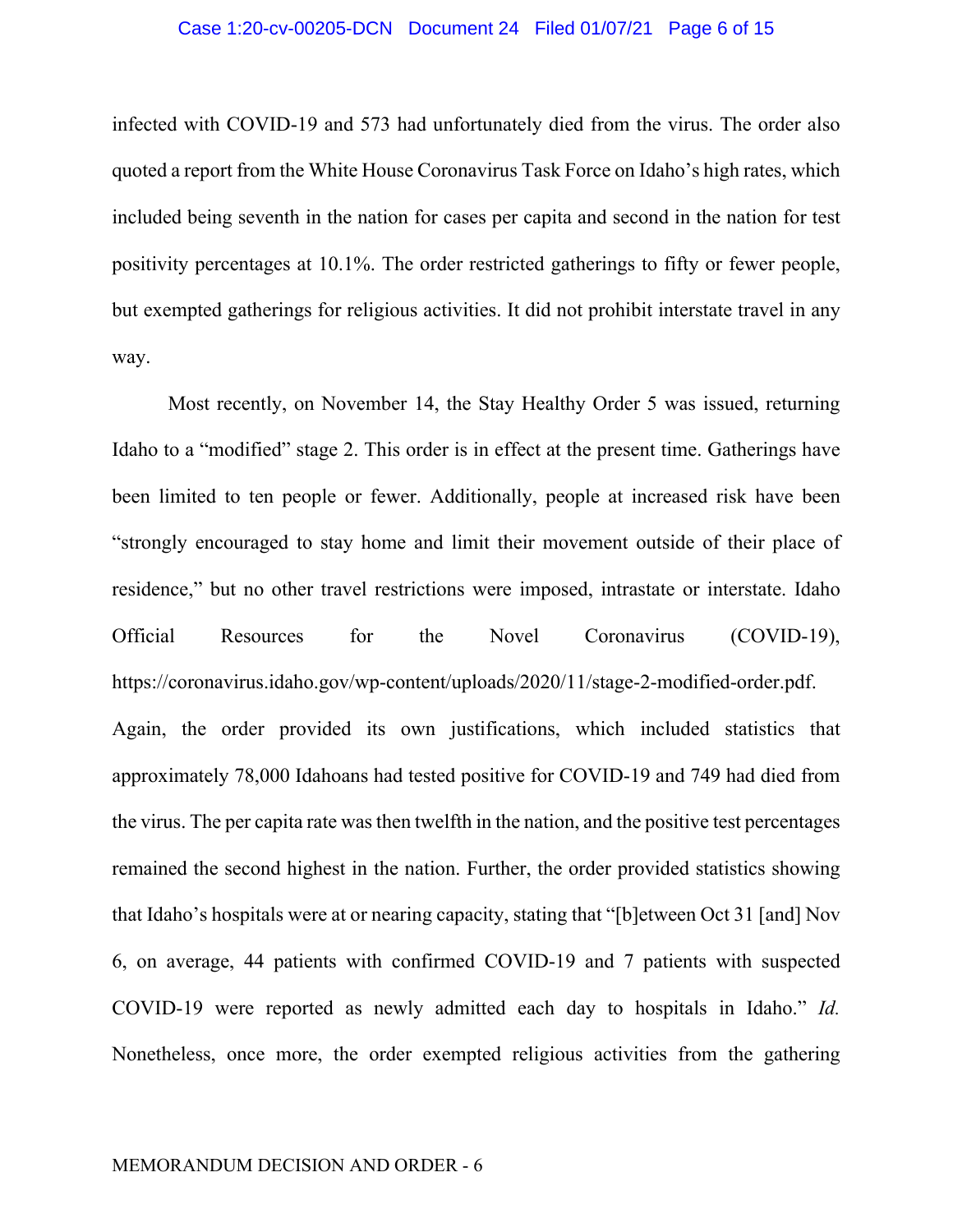infected with COVID-19 and 573 had unfortunately died from the virus. The order also quoted a report from the White House Coronavirus Task Force on Idaho's high rates, which included being seventh in the nation for cases per capita and second in the nation for test positivity percentages at 10.1%. The order restricted gatherings to fifty or fewer people, but exempted gatherings for religious activities. It did not prohibit interstate travel in any way.

Most recently, on November 14, the Stay Healthy Order 5 was issued, returning Idaho to a "modified" stage 2. This order is in effect at the present time. Gatherings have been limited to ten people or fewer. Additionally, people at increased risk have been "strongly encouraged to stay home and limit their movement outside of their place of residence," but no other travel restrictions were imposed, intrastate or interstate. Idaho Official Resources for the Novel Coronavirus (COVID-19), https://coronavirus.idaho.gov/wp-content/uploads/2020/11/stage-2-modified-order.pdf. Again, the order provided its own justifications, which included statistics that approximately 78,000 Idahoans had tested positive for COVID-19 and 749 had died from the virus. The per capita rate was then twelfth in the nation, and the positive test percentages remained the second highest in the nation. Further, the order provided statistics showing that Idaho's hospitals were at or nearing capacity, stating that "[b]etween Oct 31 [and] Nov 6, on average, 44 patients with confirmed COVID-19 and 7 patients with suspected COVID-19 were reported as newly admitted each day to hospitals in Idaho." *Id.* Nonetheless, once more, the order exempted religious activities from the gathering

MEMORANDUM DECISION AND ORDER - 6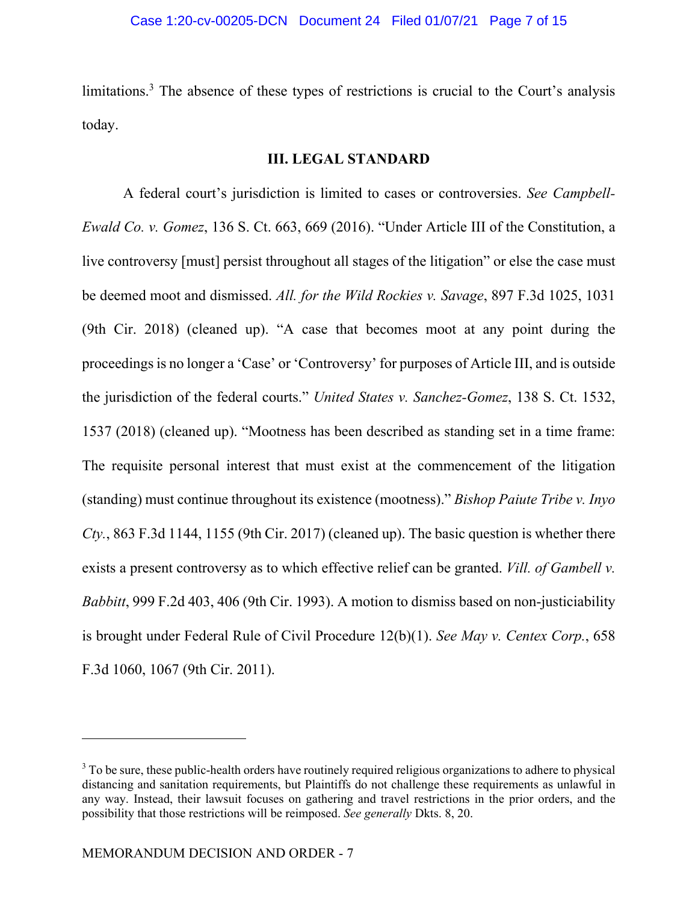limitations.[3] The absence of these types of restrictions is crucial to the Court's analysis today.

## III. LEGAL STANDARD

A federal court's jurisdiction is limited to cases or controversies. *See Campbell-Ewald Co. v. Gomez*, 136 S. Ct. 663, 669 (2016). "Under Article III of the Constitution, a live controversy [must] persist throughout all stages of the litigation" or else the case must be deemed moot and dismissed. *All. for the Wild Rockies v. Savage*, 897 F.3d 1025, 1031 (9th Cir. 2018) (cleaned up). "A case that becomes moot at any point during the proceedings is no longer a 'Case' or 'Controversy' for purposes of Article III, and is outside the jurisdiction of the federal courts." *United States v. Sanchez-Gomez*, 138 S. Ct. 1532, 1537 (2018) (cleaned up). "Mootness has been described as standing set in a time frame: The requisite personal interest that must exist at the commencement of the litigation (standing) must continue throughout its existence (mootness)." *Bishop Paiute Tribe v. Inyo Cty.*, 863 F.3d 1144, 1155 (9th Cir. 2017) (cleaned up). The basic question is whether there exists a present controversy as to which effective relief can be granted. *Vill. of Gambell v. Babbitt*, 999 F.2d 403, 406 (9th Cir. 1993). A motion to dismiss based on non-justiciability is brought under Federal Rule of Civil Procedure 12(b)(1). *See May v. Centex Corp.*, 658 F.3d 1060, 1067 (9th Cir. 2011).

---

[3] To be sure, these public-health orders have routinely required religious organizations to adhere to physical distancing and sanitation requirements, but Plaintiffs do not challenge these requirements as unlawful in any way. Instead, their lawsuit focuses on gathering and travel restrictions in the prior orders, and the possibility that those restrictions will be reimposed. *See generally* Dkts. 8, 20.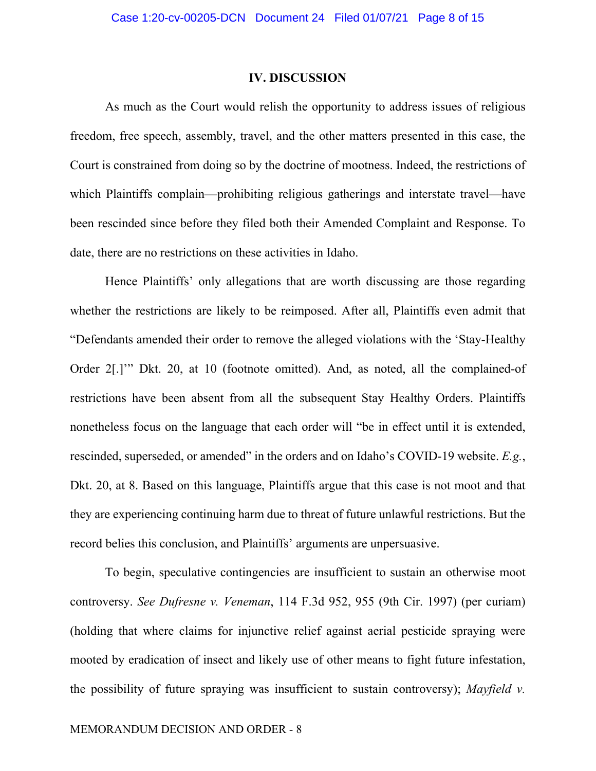## IV. DISCUSSION

As much as the Court would relish the opportunity to address issues of religious freedom, free speech, assembly, travel, and the other matters presented in this case, the Court is constrained from doing so by the doctrine of mootness. Indeed, the restrictions of which Plaintiffs complain—prohibiting religious gatherings and interstate travel—have been rescinded since before they filed both their Amended Complaint and Response. To date, there are no restrictions on these activities in Idaho.

Hence Plaintiffs' only allegations that are worth discussing are those regarding whether the restrictions are likely to be reimposed. After all, Plaintiffs even admit that "Defendants amended their order to remove the alleged violations with the 'Stay-Healthy Order 2[.]'" Dkt. 20, at 10 (footnote omitted). And, as noted, all the complained-of restrictions have been absent from all the subsequent Stay Healthy Orders. Plaintiffs nonetheless focus on the language that each order will "be in effect until it is extended, rescinded, superseded, or amended" in the orders and on Idaho's COVID-19 website. *E.g.*, Dkt. 20, at 8. Based on this language, Plaintiffs argue that this case is not moot and that they are experiencing continuing harm due to threat of future unlawful restrictions. But the record belies this conclusion, and Plaintiffs' arguments are unpersuasive.

To begin, speculative contingencies are insufficient to sustain an otherwise moot controversy. *See Dufresne v. Veneman*, 114 F.3d 952, 955 (9th Cir. 1997) (per curiam) (holding that where claims for injunctive relief against aerial pesticide spraying were mooted by eradication of insect and likely use of other means to fight future infestation, the possibility of future spraying was insufficient to sustain controversy); *Mayfield v.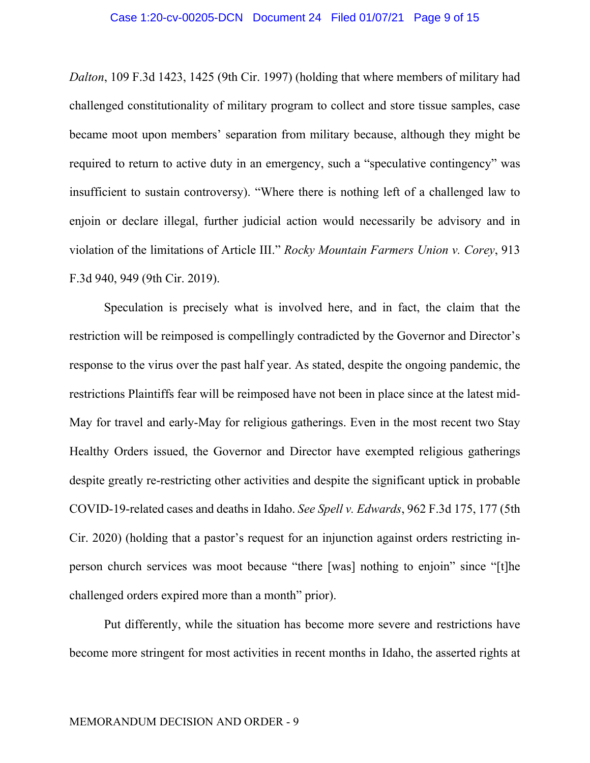*Dalton*, 109 F.3d 1423, 1425 (9th Cir. 1997) (holding that where members of military had challenged constitutionality of military program to collect and store tissue samples, case became moot upon members' separation from military because, although they might be required to return to active duty in an emergency, such a "speculative contingency" was insufficient to sustain controversy). "Where there is nothing left of a challenged law to enjoin or declare illegal, further judicial action would necessarily be advisory and in violation of the limitations of Article III." *Rocky Mountain Farmers Union v. Corey*, 913 F.3d 940, 949 (9th Cir. 2019).

Speculation is precisely what is involved here, and in fact, the claim that the restriction will be reimposed is compellingly contradicted by the Governor and Director's response to the virus over the past half year. As stated, despite the ongoing pandemic, the restrictions Plaintiffs fear will be reimposed have not been in place since at the latest mid-May for travel and early-May for religious gatherings. Even in the most recent two Stay Healthy Orders issued, the Governor and Director have exempted religious gatherings despite greatly re-restricting other activities and despite the significant uptick in probable COVID-19-related cases and deaths in Idaho. *See Spell v. Edwards*, 962 F.3d 175, 177 (5th Cir. 2020) (holding that a pastor's request for an injunction against orders restricting in-person church services was moot because "there [was] nothing to enjoin" since "[t]he challenged orders expired more than a month" prior).

Put differently, while the situation has become more severe and restrictions have become more stringent for most activities in recent months in Idaho, the asserted rights at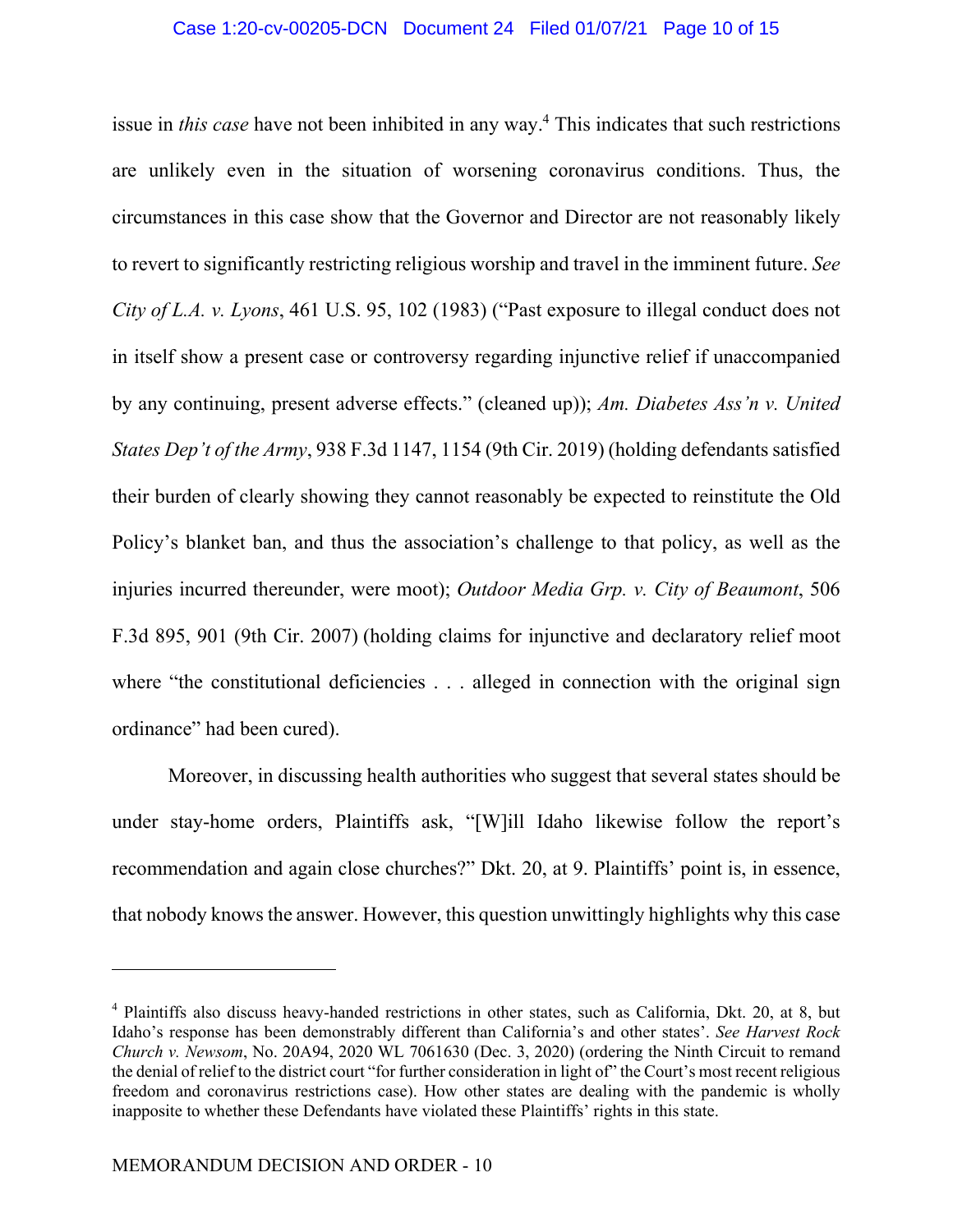issue in *this case* have not been inhibited in any way.[4] This indicates that such restrictions are unlikely even in the situation of worsening coronavirus conditions. Thus, the circumstances in this case show that the Governor and Director are not reasonably likely to revert to significantly restricting religious worship and travel in the imminent future. *See City of L.A. v. Lyons*, 461 U.S. 95, 102 (1983) ("Past exposure to illegal conduct does not in itself show a present case or controversy regarding injunctive relief if unaccompanied by any continuing, present adverse effects." (cleaned up)); *Am. Diabetes Ass'n v. United States Dep't of the Army*, 938 F.3d 1147, 1154 (9th Cir. 2019) (holding defendants satisfied their burden of clearly showing they cannot reasonably be expected to reinstitute the Old Policy's blanket ban, and thus the association's challenge to that policy, as well as the injuries incurred thereunder, were moot); *Outdoor Media Grp. v. City of Beaumont*, 506 F.3d 895, 901 (9th Cir. 2007) (holding claims for injunctive and declaratory relief moot where "the constitutional deficiencies . . . alleged in connection with the original sign ordinance" had been cured).

Moreover, in discussing health authorities who suggest that several states should be under stay-home orders, Plaintiffs ask, "[W]ill Idaho likewise follow the report's recommendation and again close churches?" Dkt. 20, at 9. Plaintiffs' point is, in essence, that nobody knows the answer. However, this question unwittingly highlights why this case

---

[4] Plaintiffs also discuss heavy-handed restrictions in other states, such as California, Dkt. 20, at 8, but Idaho's response has been demonstrably different than California's and other states'. *See Harvest Rock Church v. Newsom*, No. 20A94, 2020 WL 7061630 (Dec. 3, 2020) (ordering the Ninth Circuit to remand the denial of relief to the district court "for further consideration in light of" the Court's most recent religious freedom and coronavirus restrictions case). How other states are dealing with the pandemic is wholly inapposite to whether these Defendants have violated these Plaintiffs' rights in this state.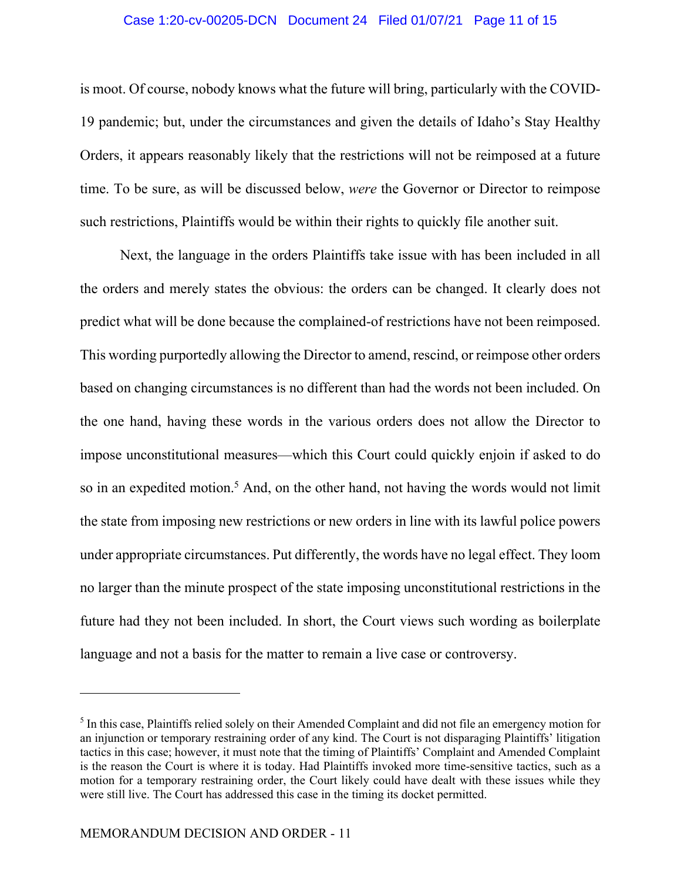is moot. Of course, nobody knows what the future will bring, particularly with the COVID-19 pandemic; but, under the circumstances and given the details of Idaho's Stay Healthy Orders, it appears reasonably likely that the restrictions will not be reimposed at a future time. To be sure, as will be discussed below, *were* the Governor or Director to reimpose such restrictions, Plaintiffs would be within their rights to quickly file another suit.

Next, the language in the orders Plaintiffs take issue with has been included in all the orders and merely states the obvious: the orders can be changed. It clearly does not predict what will be done because the complained-of restrictions have not been reimposed. This wording purportedly allowing the Director to amend, rescind, or reimpose other orders based on changing circumstances is no different than had the words not been included. On the one hand, having these words in the various orders does not allow the Director to impose unconstitutional measures—which this Court could quickly enjoin if asked to do so in an expedited motion.[5] And, on the other hand, not having the words would not limit the state from imposing new restrictions or new orders in line with its lawful police powers under appropriate circumstances. Put differently, the words have no legal effect. They loom no larger than the minute prospect of the state imposing unconstitutional restrictions in the future had they not been included. In short, the Court views such wording as boilerplate language and not a basis for the matter to remain a live case or controversy.

---

[5] In this case, Plaintiffs relied solely on their Amended Complaint and did not file an emergency motion for an injunction or temporary restraining order of any kind. The Court is not disparaging Plaintiffs' litigation tactics in this case; however, it must note that the timing of Plaintiffs' Complaint and Amended Complaint is the reason the Court is where it is today. Had Plaintiffs invoked more time-sensitive tactics, such as a motion for a temporary restraining order, the Court likely could have dealt with these issues while they were still live. The Court has addressed this case in the timing its docket permitted.

MEMORANDUM DECISION AND ORDER - 11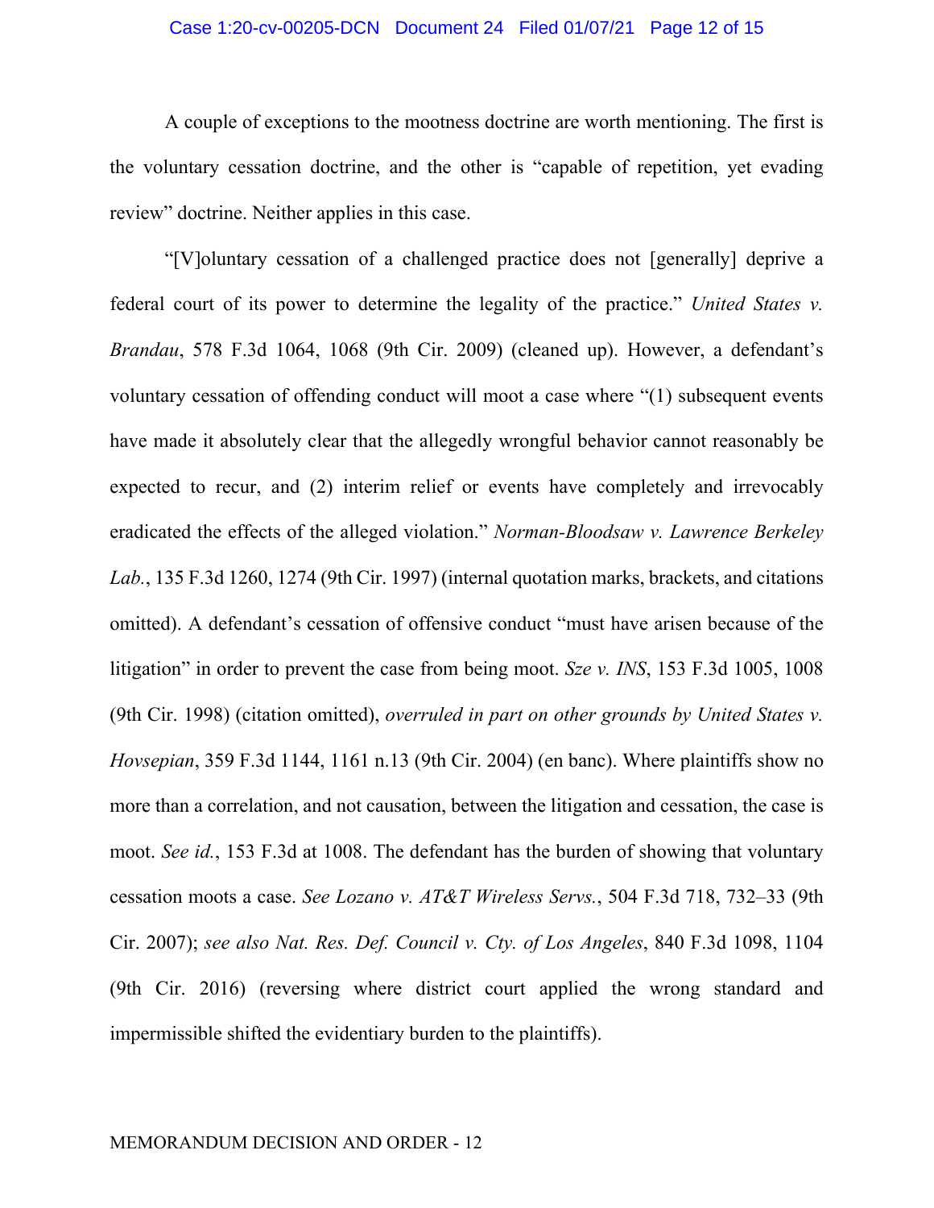A couple of exceptions to the mootness doctrine are worth mentioning. The first is the voluntary cessation doctrine, and the other is "capable of repetition, yet evading review" doctrine. Neither applies in this case.

"[V]oluntary cessation of a challenged practice does not [generally] deprive a federal court of its power to determine the legality of the practice." *United States v. Brandau*, 578 F.3d 1064, 1068 (9th Cir. 2009) (cleaned up). However, a defendant's voluntary cessation of offending conduct will moot a case where "(1) subsequent events have made it absolutely clear that the allegedly wrongful behavior cannot reasonably be expected to recur, and (2) interim relief or events have completely and irrevocably eradicated the effects of the alleged violation." *Norman-Bloodsaw v. Lawrence Berkeley Lab.*, 135 F.3d 1260, 1274 (9th Cir. 1997) (internal quotation marks, brackets, and citations omitted). A defendant's cessation of offensive conduct "must have arisen because of the litigation" in order to prevent the case from being moot. *Sze v. INS*, 153 F.3d 1005, 1008 (9th Cir. 1998) (citation omitted), *overruled in part on other grounds by United States v. Hovsepian*, 359 F.3d 1144, 1161 n.13 (9th Cir. 2004) (en banc). Where plaintiffs show no more than a correlation, and not causation, between the litigation and cessation, the case is moot. *See id.*, 153 F.3d at 1008. The defendant has the burden of showing that voluntary cessation moots a case. *See Lozano v. AT&T Wireless Servs.*, 504 F.3d 718, 732–33 (9th Cir. 2007); *see also Nat. Res. Def. Council v. Cty. of Los Angeles*, 840 F.3d 1098, 1104 (9th Cir. 2016) (reversing where district court applied the wrong standard and impermissible shifted the evidentiary burden to the plaintiffs).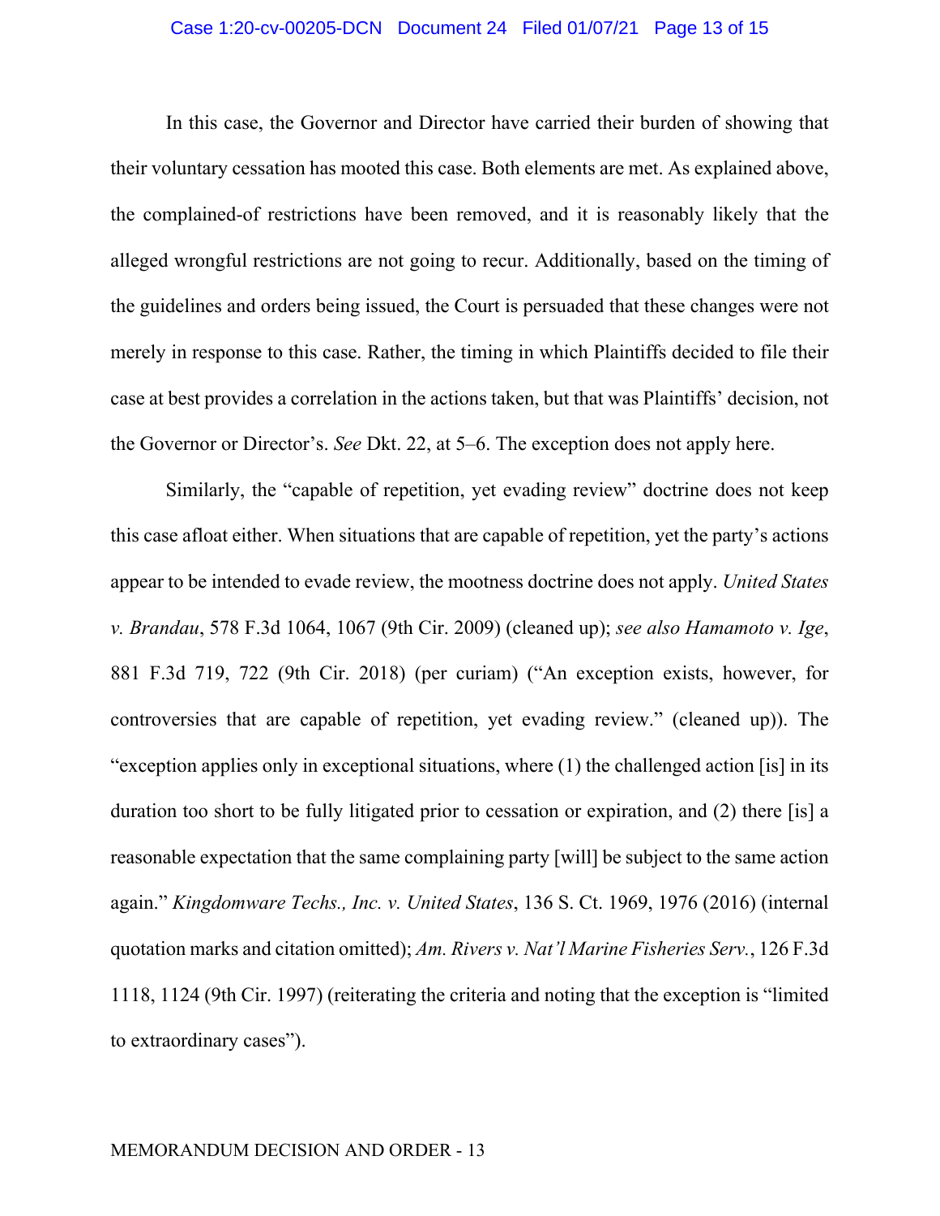In this case, the Governor and Director have carried their burden of showing that their voluntary cessation has mooted this case. Both elements are met. As explained above, the complained-of restrictions have been removed, and it is reasonably likely that the alleged wrongful restrictions are not going to recur. Additionally, based on the timing of the guidelines and orders being issued, the Court is persuaded that these changes were not merely in response to this case. Rather, the timing in which Plaintiffs decided to file their case at best provides a correlation in the actions taken, but that was Plaintiffs' decision, not the Governor or Director's. *See* Dkt. 22, at 5–6. The exception does not apply here.

Similarly, the "capable of repetition, yet evading review" doctrine does not keep this case afloat either. When situations that are capable of repetition, yet the party's actions appear to be intended to evade review, the mootness doctrine does not apply. *United States v. Brandau*, 578 F.3d 1064, 1067 (9th Cir. 2009) (cleaned up); *see also Hamamoto v. Ige*, 881 F.3d 719, 722 (9th Cir. 2018) (per curiam) ("An exception exists, however, for controversies that are capable of repetition, yet evading review." (cleaned up)). The "exception applies only in exceptional situations, where (1) the challenged action [is] in its duration too short to be fully litigated prior to cessation or expiration, and (2) there [is] a reasonable expectation that the same complaining party [will] be subject to the same action again." *Kingdomware Techs., Inc. v. United States*, 136 S. Ct. 1969, 1976 (2016) (internal quotation marks and citation omitted); *Am. Rivers v. Nat'l Marine Fisheries Serv.*, 126 F.3d 1118, 1124 (9th Cir. 1997) (reiterating the criteria and noting that the exception is "limited to extraordinary cases").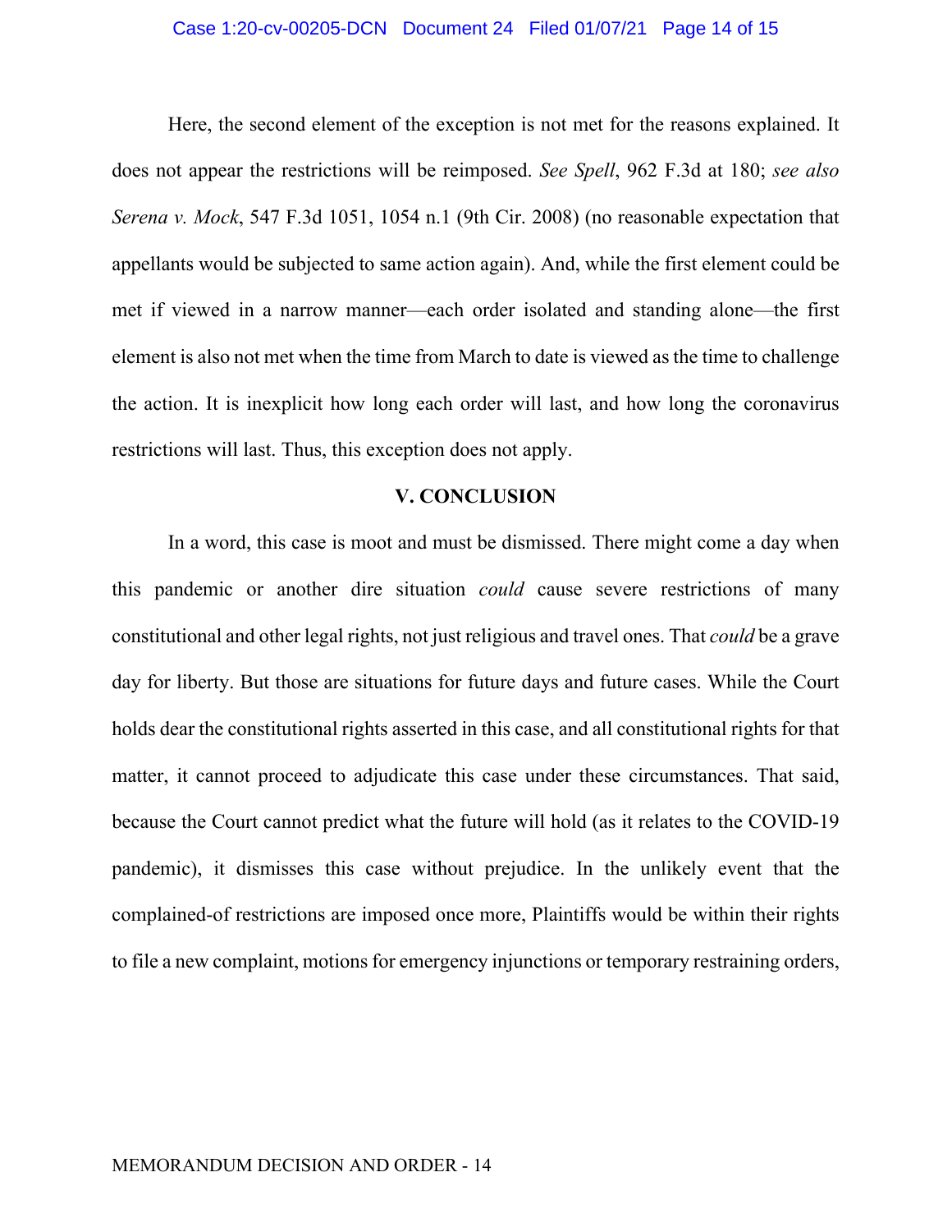Here, the second element of the exception is not met for the reasons explained. It does not appear the restrictions will be reimposed. *See Spell*, 962 F.3d at 180; *see also Serena v. Mock*, 547 F.3d 1051, 1054 n.1 (9th Cir. 2008) (no reasonable expectation that appellants would be subjected to same action again). And, while the first element could be met if viewed in a narrow manner—each order isolated and standing alone—the first element is also not met when the time from March to date is viewed as the time to challenge the action. It is inexplicit how long each order will last, and how long the coronavirus restrictions will last. Thus, this exception does not apply.

## V. CONCLUSION

In a word, this case is moot and must be dismissed. There might come a day when this pandemic or another dire situation *could* cause severe restrictions of many constitutional and other legal rights, not just religious and travel ones. That *could* be a grave day for liberty. But those are situations for future days and future cases. While the Court holds dear the constitutional rights asserted in this case, and all constitutional rights for that matter, it cannot proceed to adjudicate this case under these circumstances. That said, because the Court cannot predict what the future will hold (as it relates to the COVID-19 pandemic), it dismisses this case without prejudice. In the unlikely event that the complained-of restrictions are imposed once more, Plaintiffs would be within their rights to file a new complaint, motions for emergency injunctions or temporary restraining orders,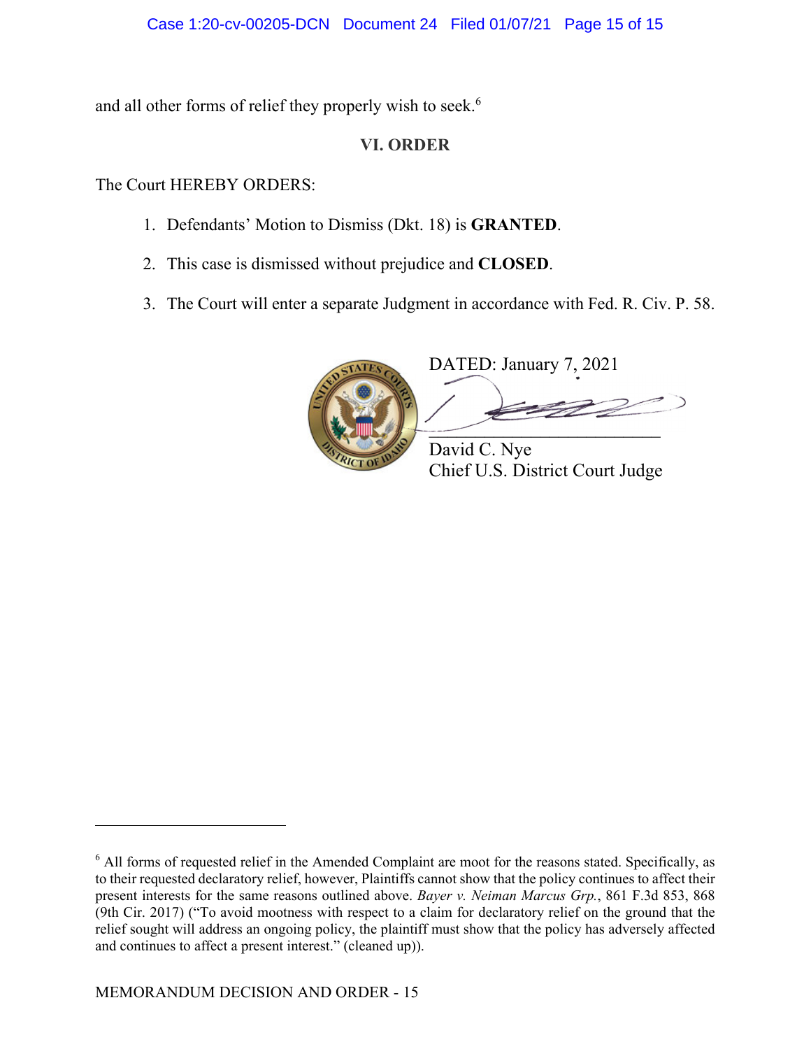and all other forms of relief they properly wish to seek.[6]

## VI. ORDER

The Court HEREBY ORDERS:

1. Defendants' Motion to Dismiss (Dkt. 18) is **GRANTED**.
2. This case is dismissed without prejudice and **CLOSED**.
3. The Court will enter a separate Judgment in accordance with Fed. R. Civ. P. 58.

DATED: January 7, 2021

David C. Nye
Chief U.S. District Court Judge

---

[6] All forms of requested relief in the Amended Complaint are moot for the reasons stated. Specifically, as to their requested declaratory relief, however, Plaintiffs cannot show that the policy continues to affect their present interests for the same reasons outlined above. *Bayer v. Neiman Marcus Grp.*, 861 F.3d 853, 868 (9th Cir. 2017) ("To avoid mootness with respect to a claim for declaratory relief on the ground that the relief sought will address an ongoing policy, the plaintiff must show that the policy has adversely affected and continues to affect a present interest." (cleaned up)).

MEMORANDUM DECISION AND ORDER - 15